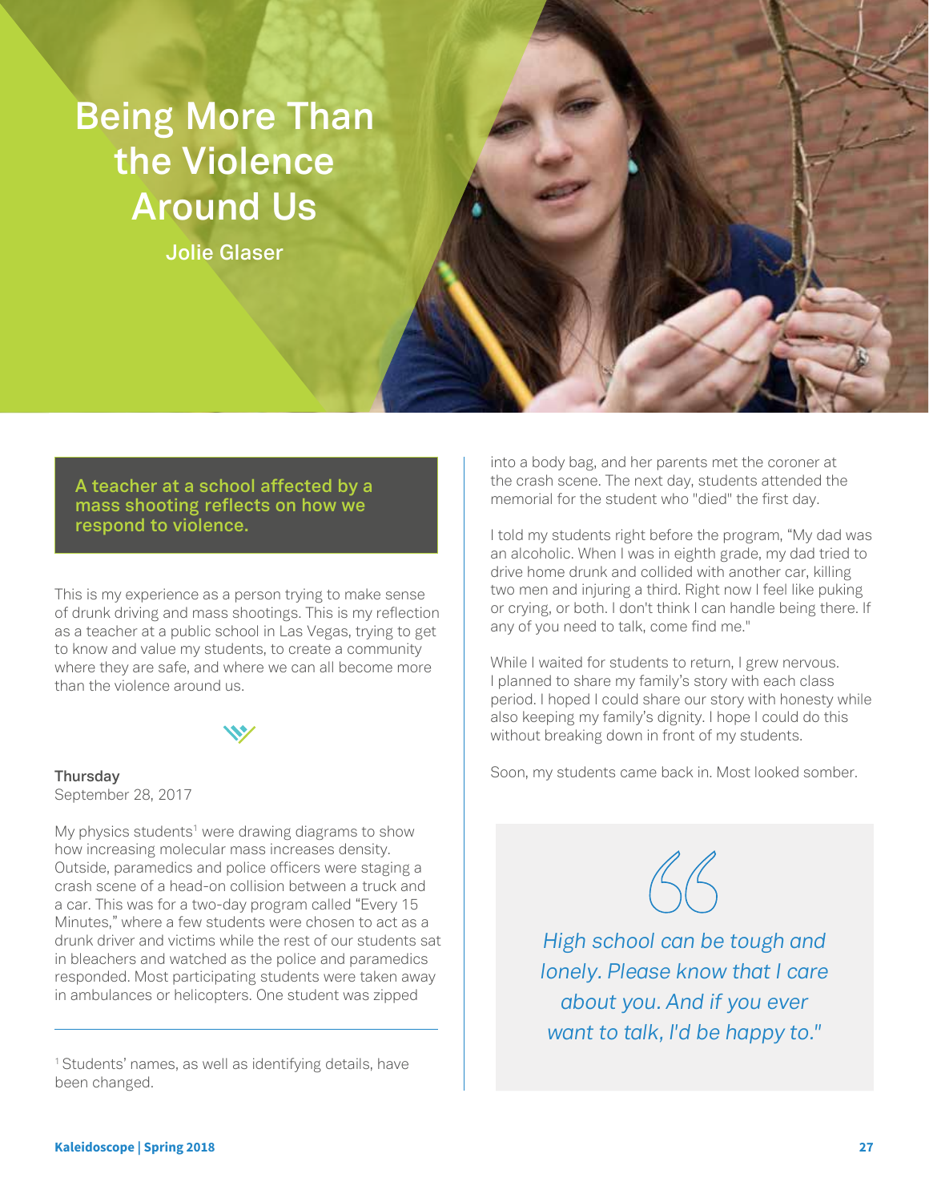# Being More Than the Violence Around Us

Jolie Glaser

**A teacher at a school affected by a mass shooting reflects on how we respond to violence.**

This is my experience as a person trying to make sense of drunk driving and mass shootings. This is my reflection as a teacher at a public school in Las Vegas, trying to get to know and value my students, to create a community where they are safe, and where we can all become more than the violence around us.

**Thursday**
September 28, 2017

My physics students[1] were drawing diagrams to show how increasing molecular mass increases density. Outside, paramedics and police officers were staging a crash scene of a head-on collision between a truck and a car. This was for a two-day program called "Every 15 Minutes," where a few students were chosen to act as a drunk driver and victims while the rest of our students sat in bleachers and watched as the police and paramedics responded. Most participating students were taken away in ambulances or helicopters. One student was zipped into a body bag, and her parents met the coroner at the crash scene. The next day, students attended the memorial for the student who "died" the first day.

I told my students right before the program, "My dad was an alcoholic. When I was in eighth grade, my dad tried to drive home drunk and collided with another car, killing two men and injuring a third. Right now I feel like puking or crying, or both. I don't think I can handle being there. If any of you need to talk, come find me."

While I waited for students to return, I grew nervous. I planned to share my family's story with each class period. I hoped I could share our story with honesty while also keeping my family's dignity. I hope I could do this without breaking down in front of my students.

Soon, my students came back in. Most looked somber.

> *High school can be tough and lonely. Please know that I care about you. And if you ever want to talk, I'd be happy to."*

[1] Students' names, as well as identifying details, have been changed.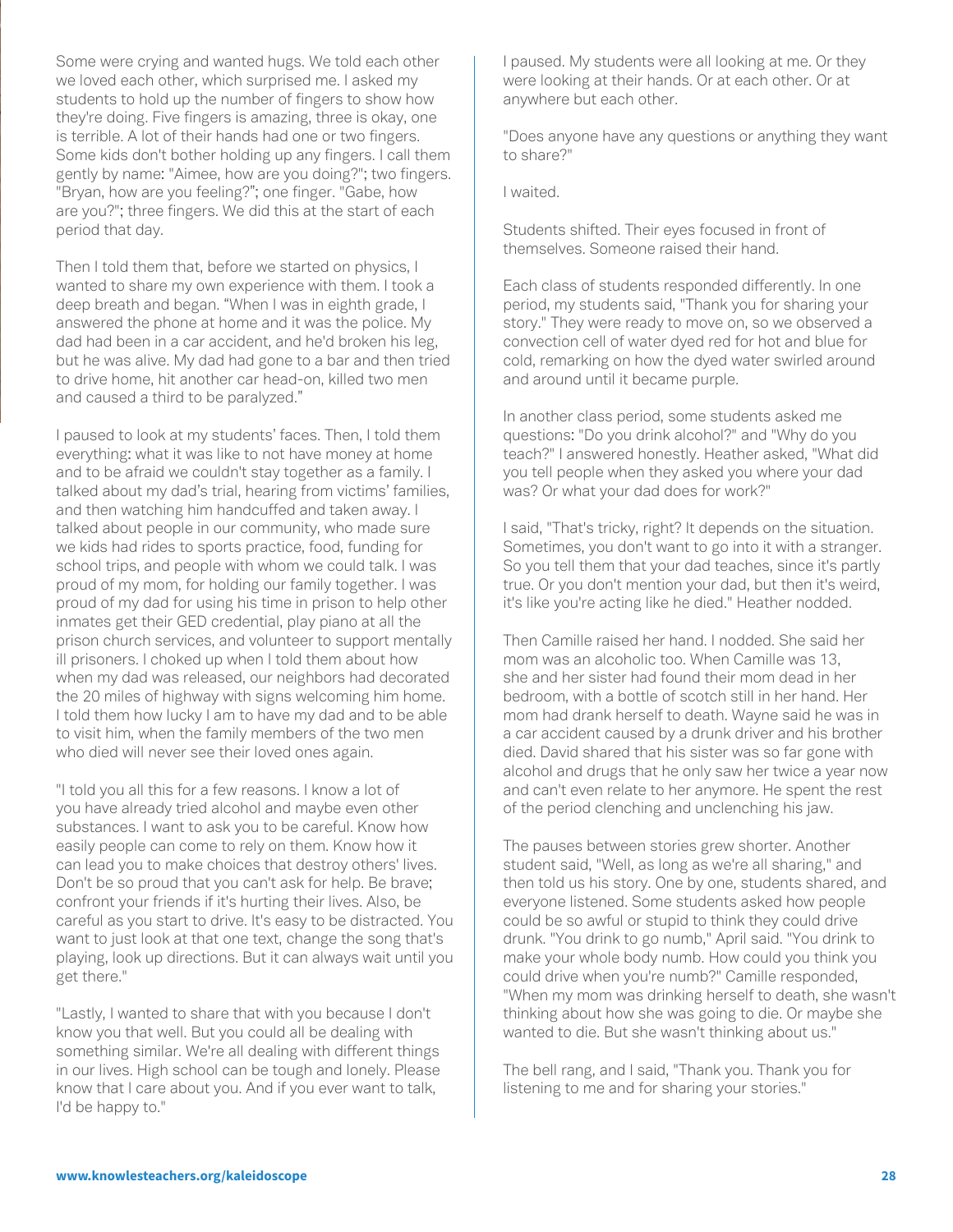Some were crying and wanted hugs. We told each other we loved each other, which surprised me. I asked my students to hold up the number of fingers to show how they're doing. Five fingers is amazing, three is okay, one is terrible. A lot of their hands had one or two fingers. Some kids don't bother holding up any fingers. I call them gently by name: "Aimee, how are you doing?"; two fingers. "Bryan, how are you feeling?"; one finger. "Gabe, how are you?"; three fingers. We did this at the start of each period that day.

Then I told them that, before we started on physics, I wanted to share my own experience with them. I took a deep breath and began. "When I was in eighth grade, I answered the phone at home and it was the police. My dad had been in a car accident, and he'd broken his leg, but he was alive. My dad had gone to a bar and then tried to drive home, hit another car head-on, killed two men and caused a third to be paralyzed."

I paused to look at my students' faces. Then, I told them everything: what it was like to not have money at home and to be afraid we couldn't stay together as a family. I talked about my dad's trial, hearing from victims' families, and then watching him handcuffed and taken away. I talked about people in our community, who made sure we kids had rides to sports practice, food, funding for school trips, and people with whom we could talk. I was proud of my mom, for holding our family together. I was proud of my dad for using his time in prison to help other inmates get their GED credential, play piano at all the prison church services, and volunteer to support mentally ill prisoners. I choked up when I told them about how when my dad was released, our neighbors had decorated the 20 miles of highway with signs welcoming him home. I told them how lucky I am to have my dad and to be able to visit him, when the family members of the two men who died will never see their loved ones again.

"I told you all this for a few reasons. I know a lot of you have already tried alcohol and maybe even other substances. I want to ask you to be careful. Know how easily people can come to rely on them. Know how it can lead you to make choices that destroy others' lives. Don't be so proud that you can't ask for help. Be brave; confront your friends if it's hurting their lives. Also, be careful as you start to drive. It's easy to be distracted. You want to just look at that one text, change the song that's playing, look up directions. But it can always wait until you get there."

"Lastly, I wanted to share that with you because I don't know you that well. But you could all be dealing with something similar. We're all dealing with different things in our lives. High school can be tough and lonely. Please know that I care about you. And if you ever want to talk, I'd be happy to."

I paused. My students were all looking at me. Or they were looking at their hands. Or at each other. Or at anywhere but each other.

"Does anyone have any questions or anything they want to share?"

I waited.

Students shifted. Their eyes focused in front of themselves. Someone raised their hand.

Each class of students responded differently. In one period, my students said, "Thank you for sharing your story." They were ready to move on, so we observed a convection cell of water dyed red for hot and blue for cold, remarking on how the dyed water swirled around and around until it became purple.

In another class period, some students asked me questions: "Do you drink alcohol?" and "Why do you teach?" I answered honestly. Heather asked, "What did you tell people when they asked you where your dad was? Or what your dad does for work?"

I said, "That's tricky, right? It depends on the situation. Sometimes, you don't want to go into it with a stranger. So you tell them that your dad teaches, since it's partly true. Or you don't mention your dad, but then it's weird, it's like you're acting like he died." Heather nodded.

Then Camille raised her hand. I nodded. She said her mom was an alcoholic too. When Camille was 13, she and her sister had found their mom dead in her bedroom, with a bottle of scotch still in her hand. Her mom had drank herself to death. Wayne said he was in a car accident caused by a drunk driver and his brother died. David shared that his sister was so far gone with alcohol and drugs that he only saw her twice a year now and can't even relate to her anymore. He spent the rest of the period clenching and unclenching his jaw.

The pauses between stories grew shorter. Another student said, "Well, as long as we're all sharing," and then told us his story. One by one, students shared, and everyone listened. Some students asked how people could be so awful or stupid to think they could drive drunk. "You drink to go numb," April said. "You drink to make your whole body numb. How could you think you could drive when you're numb?" Camille responded, "When my mom was drinking herself to death, she wasn't thinking about how she was going to die. Or maybe she wanted to die. But she wasn't thinking about us."

The bell rang, and I said, "Thank you. Thank you for listening to me and for sharing your stories."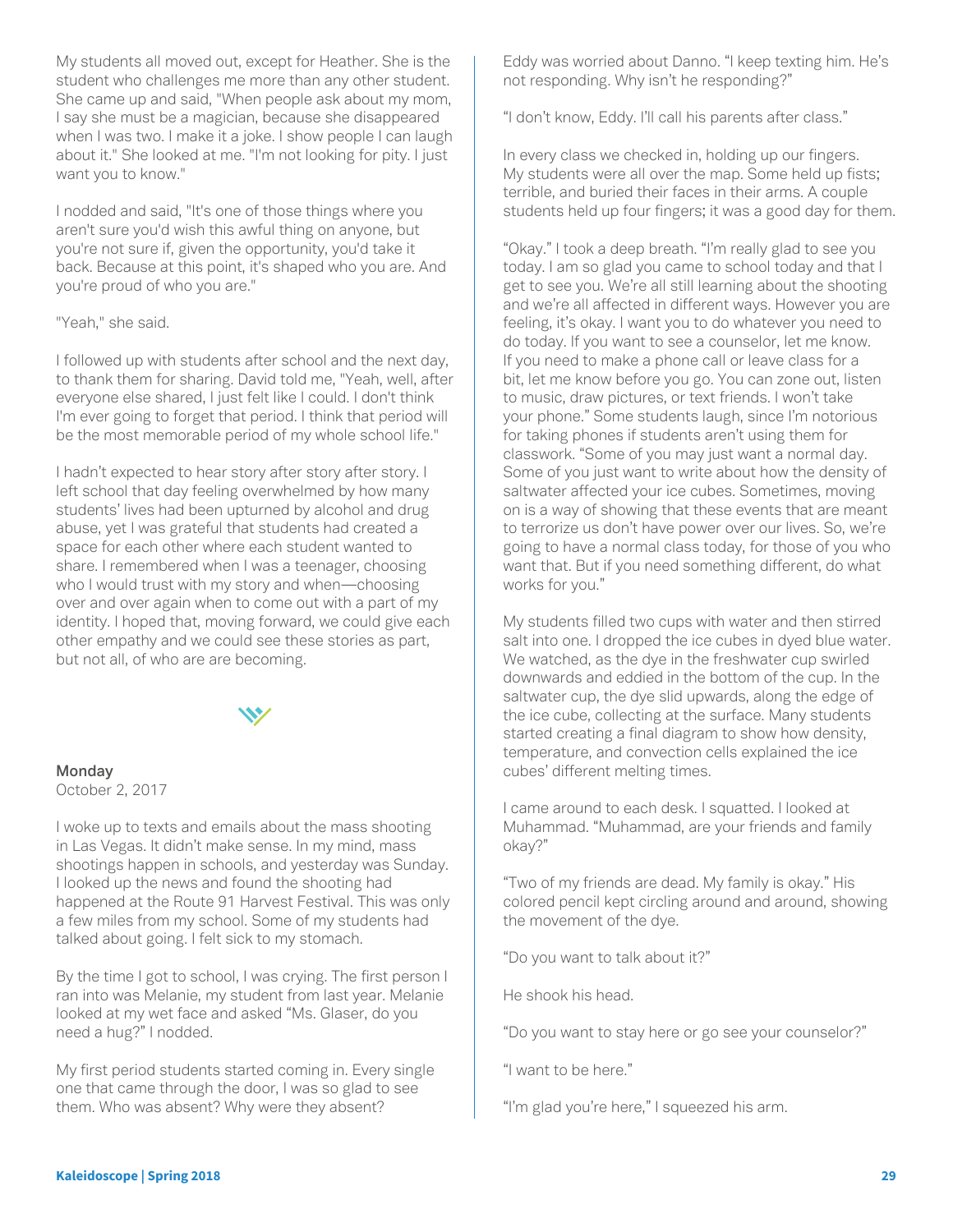My students all moved out, except for Heather. She is the student who challenges me more than any other student. She came up and said, "When people ask about my mom, I say she must be a magician, because she disappeared when I was two. I make it a joke. I show people I can laugh about it." She looked at me. "I'm not looking for pity. I just want you to know."

I nodded and said, "It's one of those things where you aren't sure you'd wish this awful thing on anyone, but you're not sure if, given the opportunity, you'd take it back. Because at this point, it's shaped who you are. And you're proud of who you are."

"Yeah," she said.

I followed up with students after school and the next day, to thank them for sharing. David told me, "Yeah, well, after everyone else shared, I just felt like I could. I don't think I'm ever going to forget that period. I think that period will be the most memorable period of my whole school life."

I hadn't expected to hear story after story after story. I left school that day feeling overwhelmed by how many students' lives had been upturned by alcohol and drug abuse, yet I was grateful that students had created a space for each other where each student wanted to share. I remembered when I was a teenager, choosing who I would trust with my story and when—choosing over and over again when to come out with a part of my identity. I hoped that, moving forward, we could give each other empathy and we could see these stories as part, but not all, of who are are becoming.

**Monday**
October 2, 2017

I woke up to texts and emails about the mass shooting in Las Vegas. It didn't make sense. In my mind, mass shootings happen in schools, and yesterday was Sunday. I looked up the news and found the shooting had happened at the Route 91 Harvest Festival. This was only a few miles from my school. Some of my students had talked about going. I felt sick to my stomach.

By the time I got to school, I was crying. The first person I ran into was Melanie, my student from last year. Melanie looked at my wet face and asked "Ms. Glaser, do you need a hug?" I nodded.

My first period students started coming in. Every single one that came through the door, I was so glad to see them. Who was absent? Why were they absent?

Eddy was worried about Danno. "I keep texting him. He's not responding. Why isn't he responding?"

"I don't know, Eddy. I'll call his parents after class."

In every class we checked in, holding up our fingers. My students were all over the map. Some held up fists; terrible, and buried their faces in their arms. A couple students held up four fingers; it was a good day for them.

"Okay." I took a deep breath. "I'm really glad to see you today. I am so glad you came to school today and that I get to see you. We're all still learning about the shooting and we're all affected in different ways. However you are feeling, it's okay. I want you to do whatever you need to do today. If you want to see a counselor, let me know. If you need to make a phone call or leave class for a bit, let me know before you go. You can zone out, listen to music, draw pictures, or text friends. I won't take your phone." Some students laugh, since I'm notorious for taking phones if students aren't using them for classwork. "Some of you may just want a normal day. Some of you just want to write about how the density of saltwater affected your ice cubes. Sometimes, moving on is a way of showing that these events that are meant to terrorize us don't have power over our lives. So, we're going to have a normal class today, for those of you who want that. But if you need something different, do what works for you."

My students filled two cups with water and then stirred salt into one. I dropped the ice cubes in dyed blue water. We watched, as the dye in the freshwater cup swirled downwards and eddied in the bottom of the cup. In the saltwater cup, the dye slid upwards, along the edge of the ice cube, collecting at the surface. Many students started creating a final diagram to show how density, temperature, and convection cells explained the ice cubes' different melting times.

I came around to each desk. I squatted. I looked at Muhammad. "Muhammad, are your friends and family okay?"

"Two of my friends are dead. My family is okay." His colored pencil kept circling around and around, showing the movement of the dye.

"Do you want to talk about it?"

He shook his head.

"Do you want to stay here or go see your counselor?"

"I want to be here."

"I'm glad you're here," I squeezed his arm.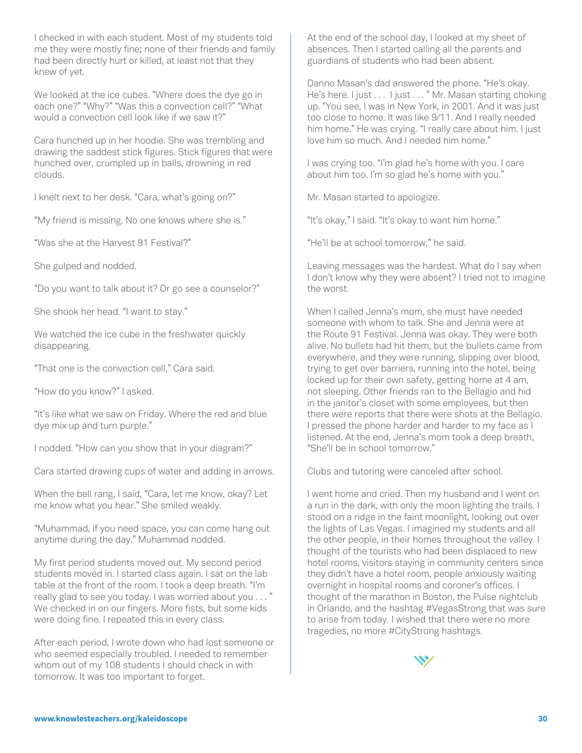I checked in with each student. Most of my students told me they were mostly fine; none of their friends and family had been directly hurt or killed, at least not that they knew of yet.

We looked at the ice cubes. "Where does the dye go in each one?" "Why?" "Was this a convection cell?" "What would a convection cell look like if we saw it?"

Cara hunched up in her hoodie. She was trembling and drawing the saddest stick figures. Stick figures that were hunched over, crumpled up in balls, drowning in red clouds.

I knelt next to her desk. "Cara, what's going on?"

"My friend is missing. No one knows where she is."

"Was she at the Harvest 91 Festival?"

She gulped and nodded.

"Do you want to talk about it? Or go see a counselor?"

She shook her head. "I want to stay."

We watched the ice cube in the freshwater quickly disappearing.

"That one is the convection cell," Cara said.

"How do you know?" I asked.

"It's like what we saw on Friday. Where the red and blue dye mix up and turn purple."

I nodded. "How can you show that in your diagram?"

Cara started drawing cups of water and adding in arrows.

When the bell rang, I said, "Cara, let me know, okay? Let me know what you hear." She smiled weakly.

"Muhammad, if you need space, you can come hang out anytime during the day." Muhammad nodded.

My first period students moved out. My second period students moved in. I started class again. I sat on the lab table at the front of the room. I took a deep breath. "I'm really glad to see you today. I was worried about you . . . " We checked in on our fingers. More fists, but some kids were doing fine. I repeated this in every class.

After each period, I wrote down who had lost someone or who seemed especially troubled. I needed to remember whom out of my 108 students I should check in with tomorrow. It was too important to forget.

At the end of the school day, I looked at my sheet of absences. Then I started calling all the parents and guardians of students who had been absent.

Danno Masan's dad answered the phone. "He's okay. He's here. I just . . . I just . . . " Mr. Masan starting choking up. "You see, I was in New York, in 2001. And it was just too close to home. It was like 9/11. And I really needed him home." He was crying. "I really care about him. I just love him so much. And I needed him home."

I was crying too. "I'm glad he's home with you. I care about him too. I'm so glad he's home with you."

Mr. Masan started to apologize.

"It's okay," I said. "It's okay to want him home."

"He'll be at school tomorrow," he said.

Leaving messages was the hardest. What do I say when I don't know why they were absent? I tried not to imagine the worst.

When I called Jenna's mom, she must have needed someone with whom to talk. She and Jenna were at the Route 91 Festival. Jenna was okay. They were both alive. No bullets had hit them, but the bullets came from everywhere, and they were running, slipping over blood, trying to get over barriers, running into the hotel, being locked up for their own safety, getting home at 4 am, not sleeping. Other friends ran to the Bellagio and hid in the janitor's closet with some employees, but then there were reports that there were shots at the Bellagio. I pressed the phone harder and harder to my face as I listened. At the end, Jenna's mom took a deep breath, "She'll be in school tomorrow."

Clubs and tutoring were canceled after school.

I went home and cried. Then my husband and I went on a run in the dark, with only the moon lighting the trails. I stood on a ridge in the faint moonlight, looking out over the lights of Las Vegas. I imagined my students and all the other people, in their homes throughout the valley. I thought of the tourists who had been displaced to new hotel rooms, visitors staying in community centers since they didn't have a hotel room, people anxiously waiting overnight in hospital rooms and coroner's offices. I thought of the marathon in Boston, the Pulse nightclub in Orlando, and the hashtag #VegasStrong that was sure to arise from today. I wished that there were no more tragedies, no more #CityStrong hashtags.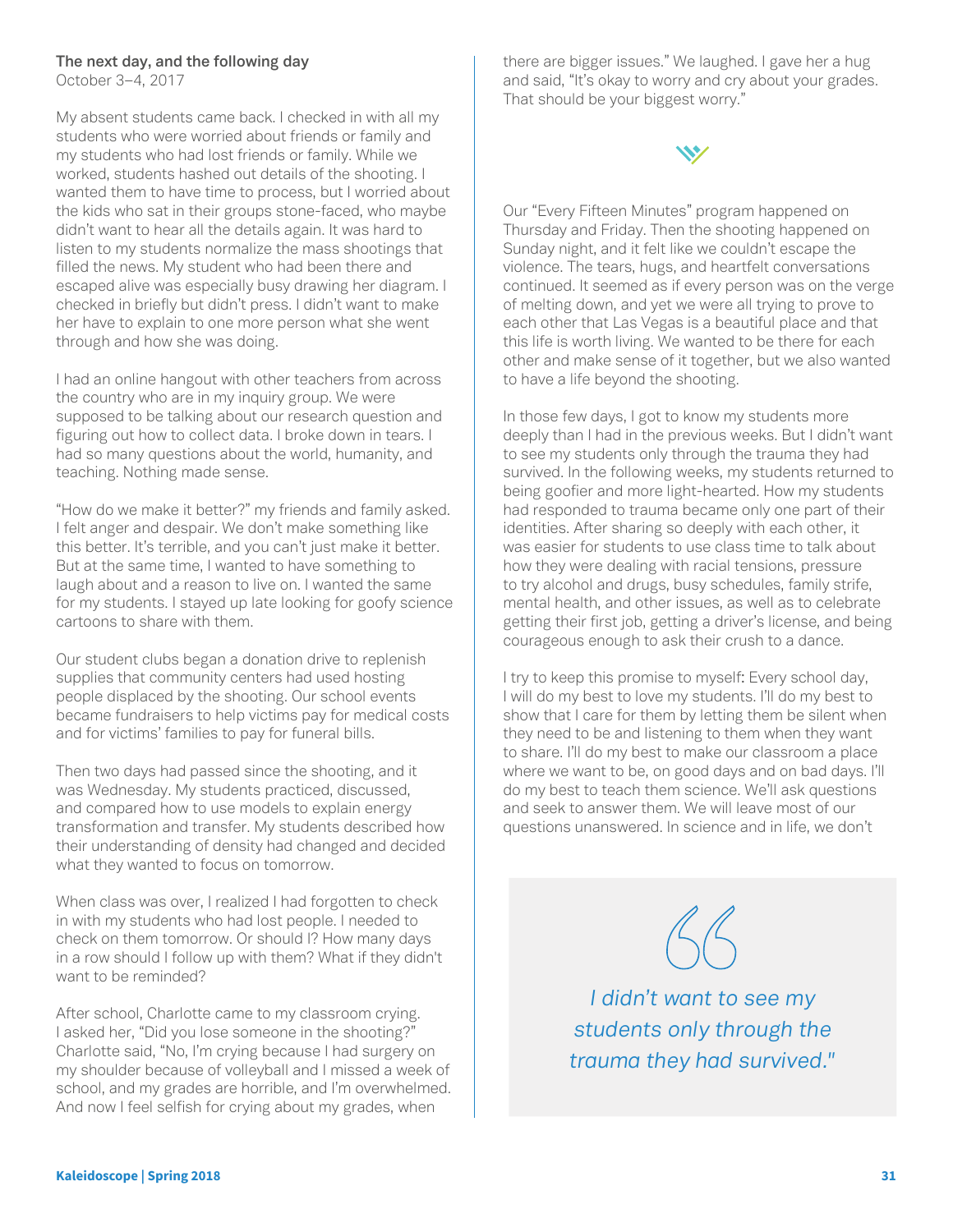**The next day, and the following day**
October 3–4, 2017

My absent students came back. I checked in with all my students who were worried about friends or family and my students who had lost friends or family. While we worked, students hashed out details of the shooting. I wanted them to have time to process, but I worried about the kids who sat in their groups stone-faced, who maybe didn't want to hear all the details again. It was hard to listen to my students normalize the mass shootings that filled the news. My student who had been there and escaped alive was especially busy drawing her diagram. I checked in briefly but didn't press. I didn't want to make her have to explain to one more person what she went through and how she was doing.

I had an online hangout with other teachers from across the country who are in my inquiry group. We were supposed to be talking about our research question and figuring out how to collect data. I broke down in tears. I had so many questions about the world, humanity, and teaching. Nothing made sense.

"How do we make it better?" my friends and family asked. I felt anger and despair. We don't make something like this better. It's terrible, and you can't just make it better. But at the same time, I wanted to have something to laugh about and a reason to live on. I wanted the same for my students. I stayed up late looking for goofy science cartoons to share with them.

Our student clubs began a donation drive to replenish supplies that community centers had used hosting people displaced by the shooting. Our school events became fundraisers to help victims pay for medical costs and for victims' families to pay for funeral bills.

Then two days had passed since the shooting, and it was Wednesday. My students practiced, discussed, and compared how to use models to explain energy transformation and transfer. My students described how their understanding of density had changed and decided what they wanted to focus on tomorrow.

When class was over, I realized I had forgotten to check in with my students who had lost people. I needed to check on them tomorrow. Or should I? How many days in a row should I follow up with them? What if they didn't want to be reminded?

After school, Charlotte came to my classroom crying. I asked her, "Did you lose someone in the shooting?" Charlotte said, "No, I'm crying because I had surgery on my shoulder because of volleyball and I missed a week of school, and my grades are horrible, and I'm overwhelmed. And now I feel selfish for crying about my grades, when there are bigger issues." We laughed. I gave her a hug and said, "It's okay to worry and cry about your grades. That should be your biggest worry."

Our "Every Fifteen Minutes" program happened on Thursday and Friday. Then the shooting happened on Sunday night, and it felt like we couldn't escape the violence. The tears, hugs, and heartfelt conversations continued. It seemed as if every person was on the verge of melting down, and yet we were all trying to prove to each other that Las Vegas is a beautiful place and that this life is worth living. We wanted to be there for each other and make sense of it together, but we also wanted to have a life beyond the shooting.

In those few days, I got to know my students more deeply than I had in the previous weeks. But I didn't want to see my students only through the trauma they had survived. In the following weeks, my students returned to being goofier and more light-hearted. How my students had responded to trauma became only one part of their identities. After sharing so deeply with each other, it was easier for students to use class time to talk about how they were dealing with racial tensions, pressure to try alcohol and drugs, busy schedules, family strife, mental health, and other issues, as well as to celebrate getting their first job, getting a driver's license, and being courageous enough to ask their crush to a dance.

I try to keep this promise to myself: Every school day, I will do my best to love my students. I'll do my best to show that I care for them by letting them be silent when they need to be and listening to them when they want to share. I'll do my best to make our classroom a place where we want to be, on good days and on bad days. I'll do my best to teach them science. We'll ask questions and seek to answer them. We will leave most of our questions unanswered. In science and in life, we don't

> *I didn't want to see my students only through the trauma they had survived."*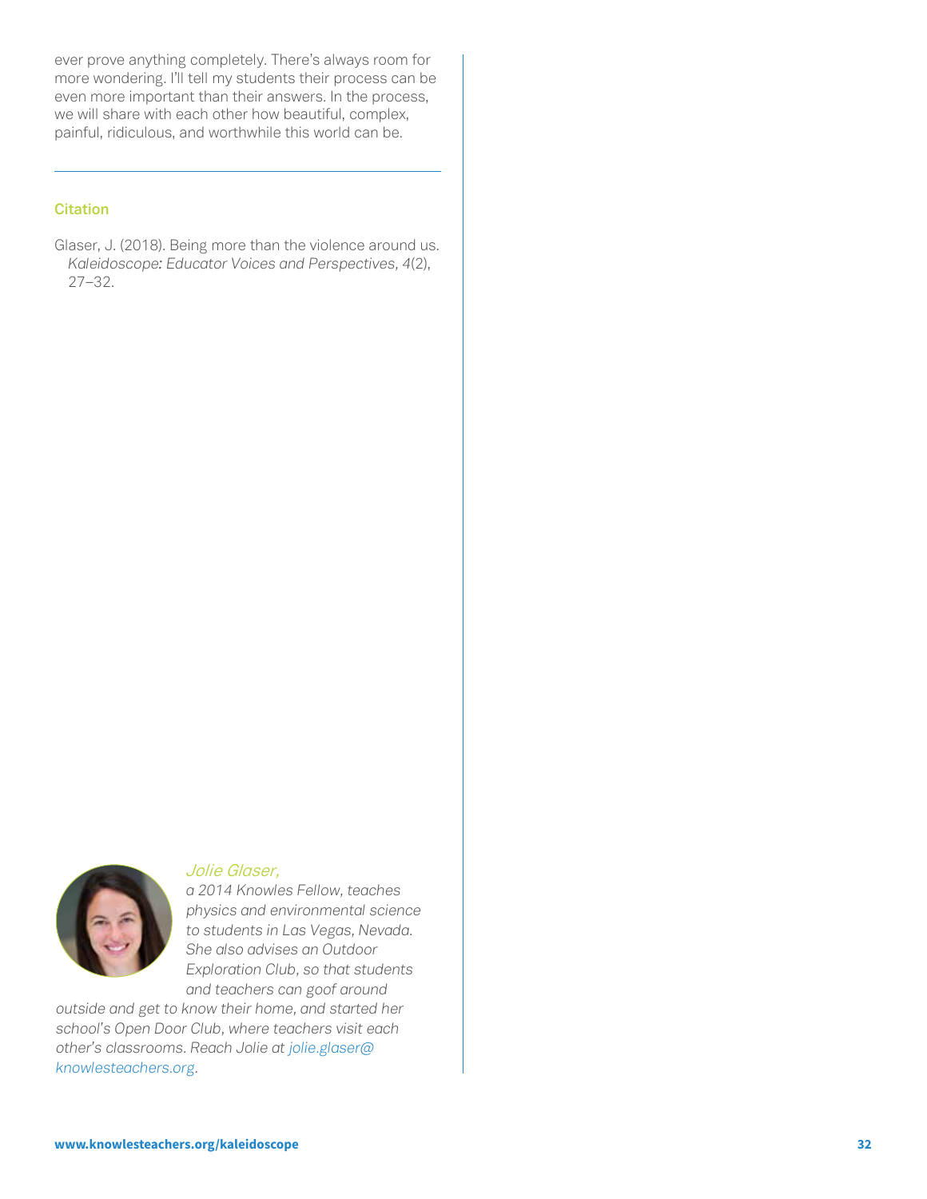ever prove anything completely. There's always room for more wondering. I'll tell my students their process can be even more important than their answers. In the process, we will share with each other how beautiful, complex, painful, ridiculous, and worthwhile this world can be.

---

### Citation

Glaser, J. (2018). Being more than the violence around us. *Kaleidoscope: Educator Voices and Perspectives, 4*(2), 27–32.

*Jolie Glaser, a 2014 Knowles Fellow, teaches physics and environmental science to students in Las Vegas, Nevada. She also advises an Outdoor Exploration Club, so that students and teachers can goof around outside and get to know their home, and started her school's Open Door Club, where teachers visit each other's classrooms. Reach Jolie at jolie.glaser@knowlesteachers.org.*